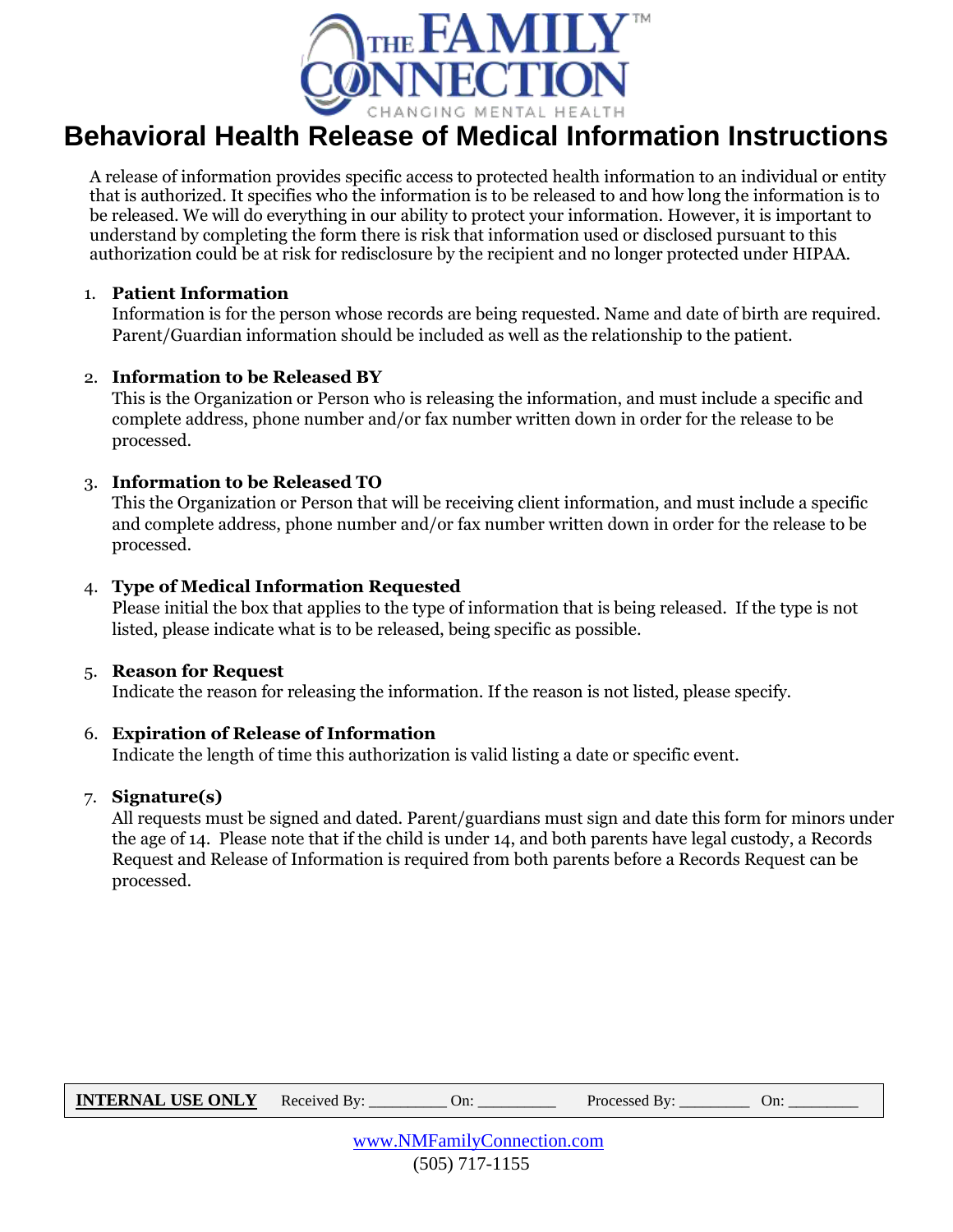THE FAMILY CONNECTION™

CHANGING MENTAL HEALTH

# Behavioral Health Release of Medical Information Instructions

A release of information provides specific access to protected health information to an individual or entity that is authorized. It specifies who the information is to be released to and how long the information is to be released. We will do everything in our ability to protect your information. However, it is important to understand by completing the form there is risk that information used or disclosed pursuant to this authorization could be at risk for redisclosure by the recipient and no longer protected under HIPAA.

1. **Patient Information**
   Information is for the person whose records are being requested. Name and date of birth are required. Parent/Guardian information should be included as well as the relationship to the patient.

2. **Information to be Released BY**
   This is the Organization or Person who is releasing the information, and must include a specific and complete address, phone number and/or fax number written down in order for the release to be processed.

3. **Information to be Released TO**
   This the Organization or Person that will be receiving client information, and must include a specific and complete address, phone number and/or fax number written down in order for the release to be processed.

4. **Type of Medical Information Requested**
   Please initial the box that applies to the type of information that is being released. If the type is not listed, please indicate what is to be released, being specific as possible.

5. **Reason for Request**
   Indicate the reason for releasing the information. If the reason is not listed, please specify.

6. **Expiration of Release of Information**
   Indicate the length of time this authorization is valid listing a date or specific event.

7. **Signature(s)**
   All requests must be signed and dated. Parent/guardians must sign and date this form for minors under the age of 14. Please note that if the child is under 14, and both parents have legal custody, a Records Request and Release of Information is required from both parents before a Records Request can be processed.

| **INTERNAL USE ONLY** | Received By: _________ | On: _________ | Processed By: ________ | On: ________ |
|---|---|---|---|---|

www.NMFamilyConnection.com
(505) 717-1155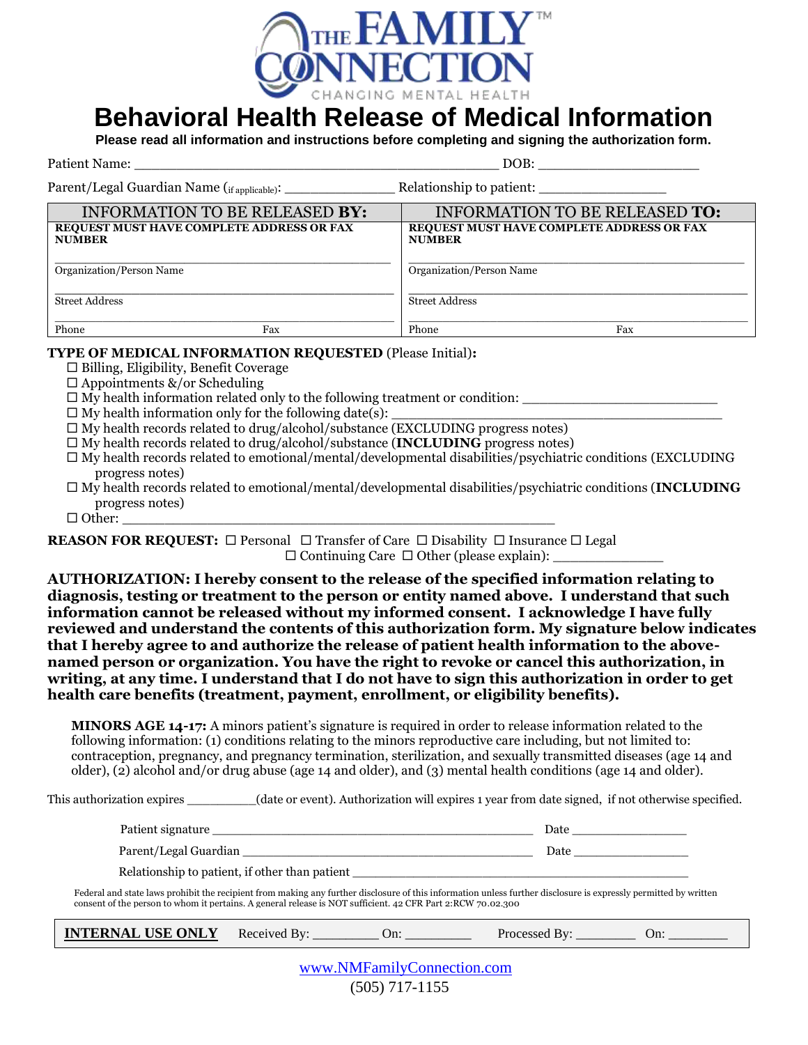THE FAMILY CONNECTION™
CHANGING MENTAL HEALTH

# Behavioral Health Release of Medical Information

**Please read all information and instructions before completing and signing the authorization form.**

Patient Name: _____________________________________________ DOB: ____________________

Parent/Legal Guardian Name (if applicable): _____________ Relationship to patient: _______________

| INFORMATION TO BE RELEASED **BY:** | INFORMATION TO BE RELEASED **TO:** |
|---|---|
| **REQUEST MUST HAVE COMPLETE ADDRESS OR FAX NUMBER** | **REQUEST MUST HAVE COMPLETE ADDRESS OR FAX NUMBER** |
| Organization/Person Name | Organization/Person Name |
| Street Address | Street Address |
| Phone Fax | Phone Fax |

**TYPE OF MEDICAL INFORMATION REQUESTED** (Please Initial)**:**

- ☐ Billing, Eligibility, Benefit Coverage
- ☐ Appointments &/or Scheduling
- ☐ My health information related only to the following treatment or condition: ______________________
- ☐ My health information only for the following date(s): ________________________________________
- ☐ My health records related to drug/alcohol/substance (EXCLUDING progress notes)
- ☐ My health records related to drug/alcohol/substance (**INCLUDING** progress notes)
- ☐ My health records related to emotional/mental/developmental disabilities/psychiatric conditions (EXCLUDING progress notes)
- ☐ My health records related to emotional/mental/developmental disabilities/psychiatric conditions (**INCLUDING** progress notes)
- ☐ Other: ___________________________________________________

**REASON FOR REQUEST:** ☐ Personal ☐ Transfer of Care ☐ Disability ☐ Insurance ☐ Legal ☐ Continuing Care ☐ Other (please explain): _____________

**AUTHORIZATION: I hereby consent to the release of the specified information relating to diagnosis, testing or treatment to the person or entity named above. I understand that such information cannot be released without my informed consent. I acknowledge I have fully reviewed and understand the contents of this authorization form. My signature below indicates that I hereby agree to and authorize the release of patient health information to the above-named person or organization. You have the right to revoke or cancel this authorization, in writing, at any time. I understand that I do not have to sign this authorization in order to get health care benefits (treatment, payment, enrollment, or eligibility benefits).**

**MINORS AGE 14-17:** A minors patient's signature is required in order to release information related to the following information: (1) conditions relating to the minors reproductive care including, but not limited to: contraception, pregnancy, and pregnancy termination, sterilization, and sexually transmitted diseases (age 14 and older), (2) alcohol and/or drug abuse (age 14 and older), and (3) mental health conditions (age 14 and older).

This authorization expires _________(date or event). Authorization will expires 1 year from date signed, if not otherwise specified.

Patient signature _____________________________________________ Date ________________

Parent/Legal Guardian _________________________________________ Date ________________

Relationship to patient, if other than patient _______________________________________________

Federal and state laws prohibit the recipient from making any further disclosure of this information unless further disclosure is expressly permitted by written consent of the person to whom it pertains. A general release is NOT sufficient. 42 CFR Part 2:RCW 70.02.300

**INTERNAL USE ONLY** Received By: _________ On: _________ Processed By: ________ On: ________

www.NMFamilyConnection.com
(505) 717-1155